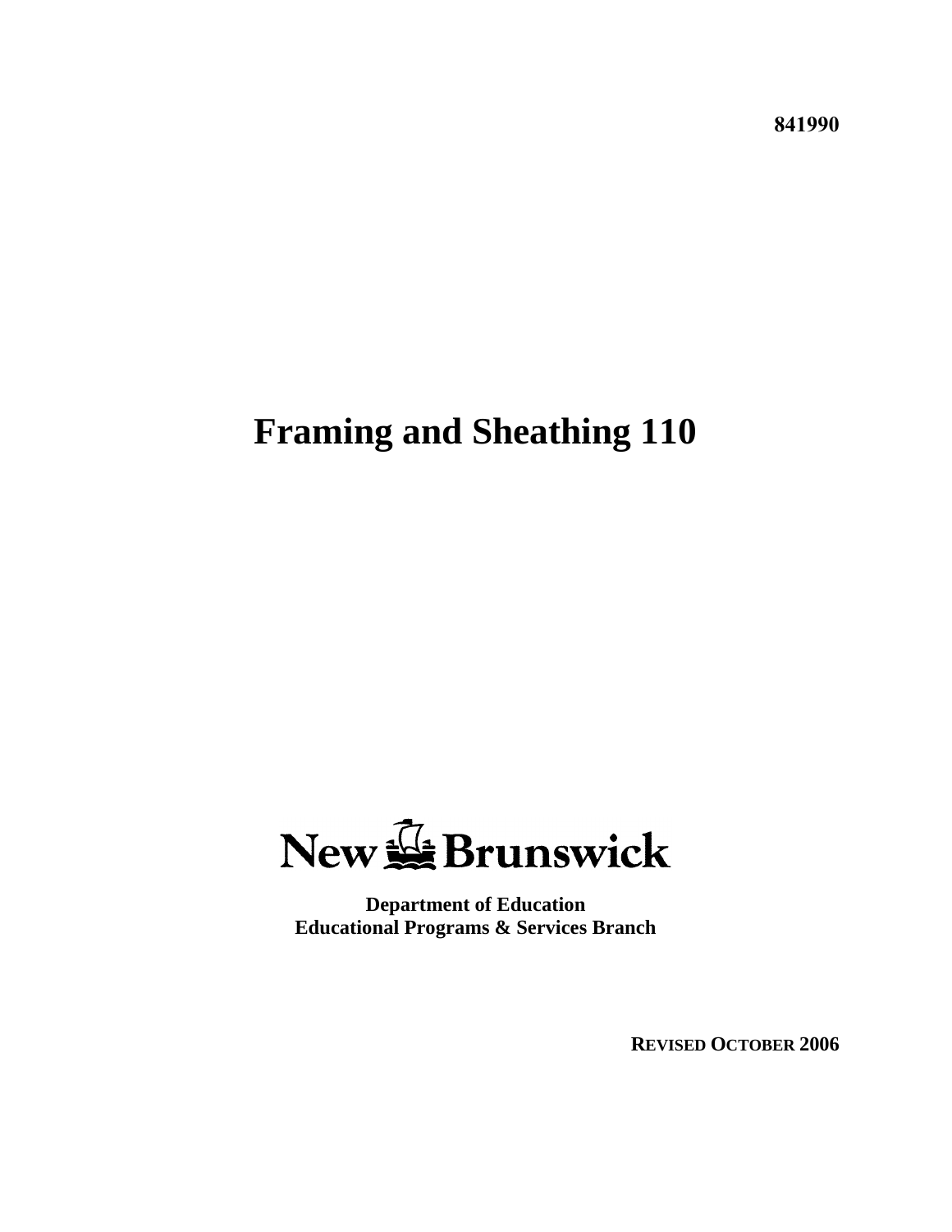**841990**

# Framing and Sheathing 110

New Brunswick

**Department of Education**
**Educational Programs & Services Branch**

**REVISED OCTOBER 2006**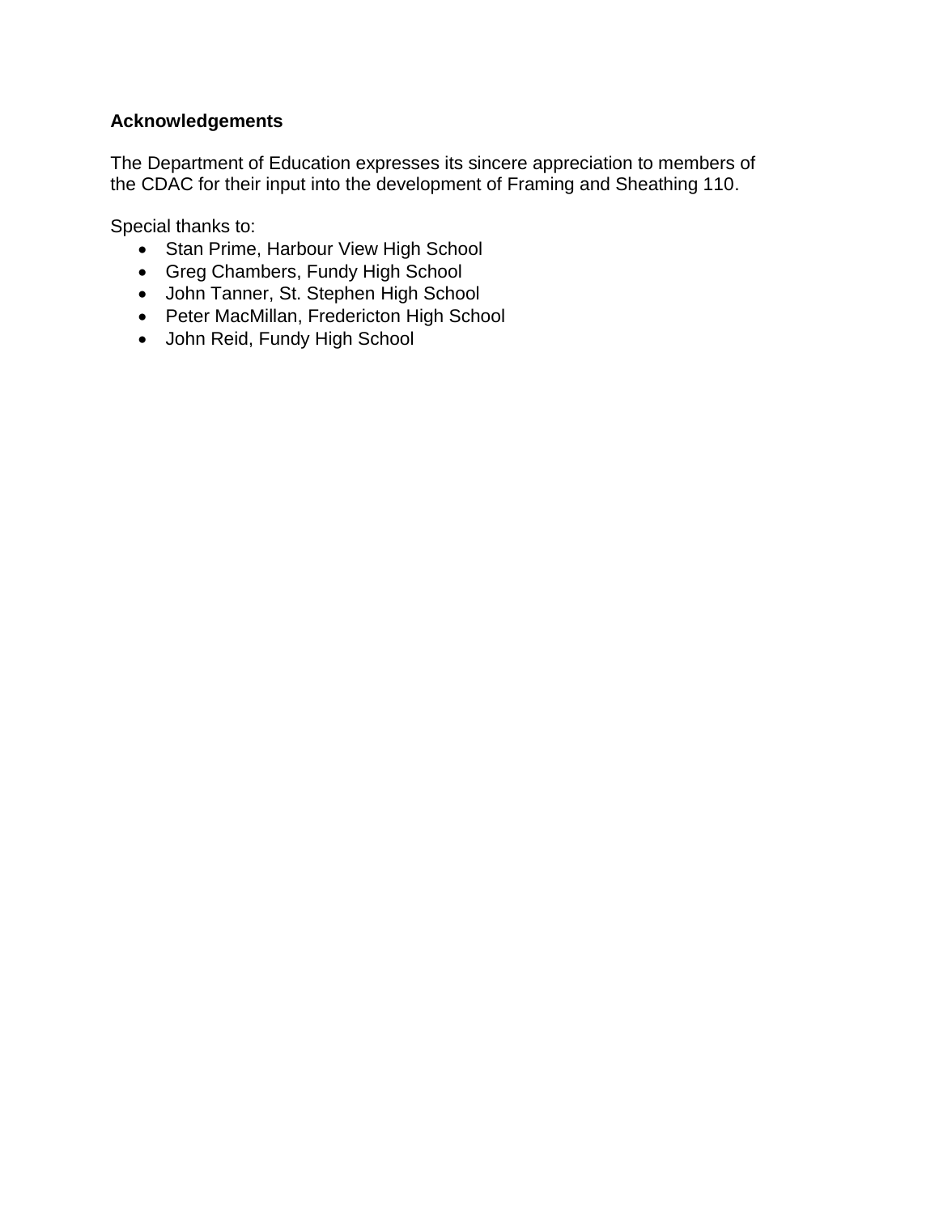## Acknowledgements

The Department of Education expresses its sincere appreciation to members of the CDAC for their input into the development of Framing and Sheathing 110.

Special thanks to:

- Stan Prime, Harbour View High School
- Greg Chambers, Fundy High School
- John Tanner, St. Stephen High School
- Peter MacMillan, Fredericton High School
- John Reid, Fundy High School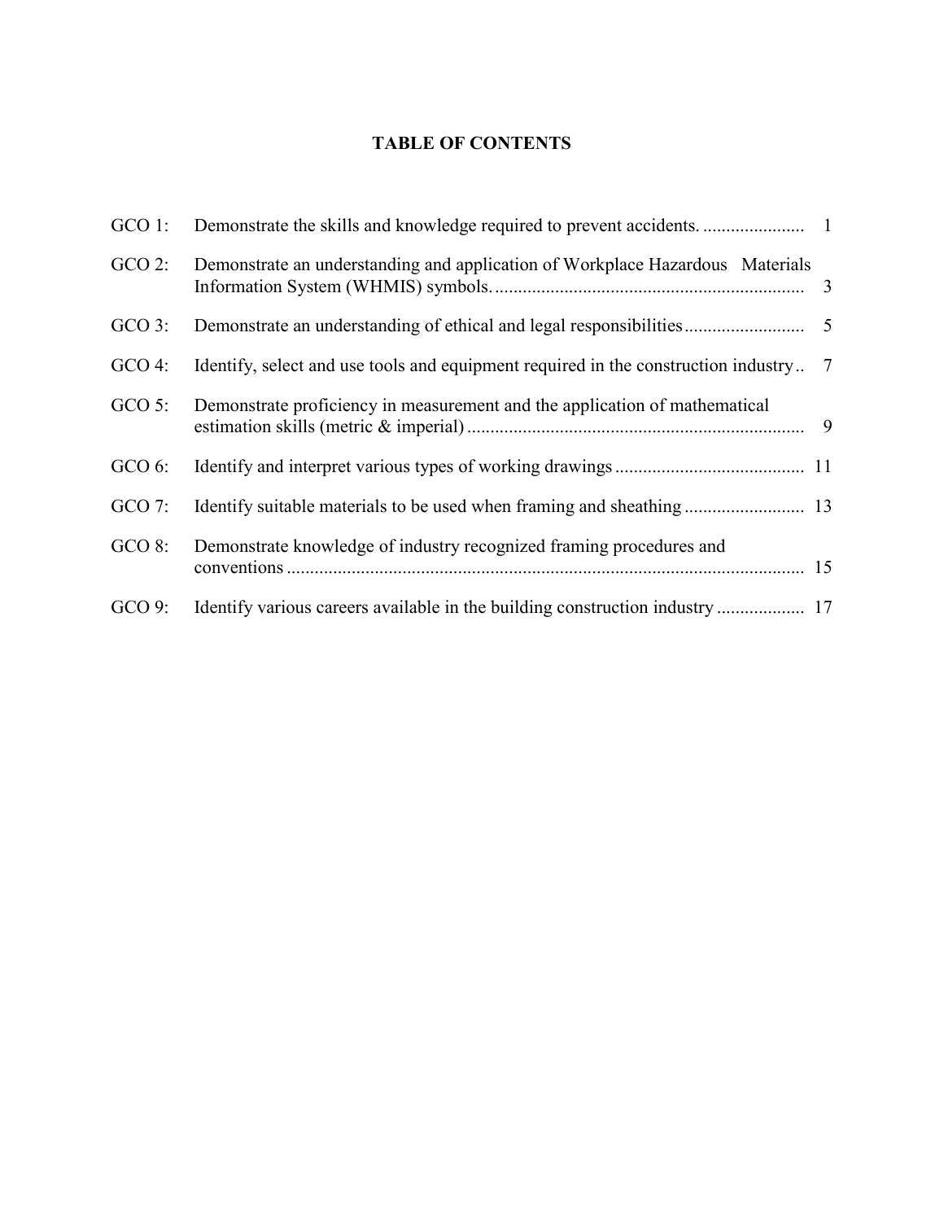# TABLE OF CONTENTS

| | | |
|---|---|---|
| GCO 1: | Demonstrate the skills and knowledge required to prevent accidents. | 1 |
| GCO 2: | Demonstrate an understanding and application of Workplace Hazardous Materials Information System (WHMIS) symbols. | 3 |
| GCO 3: | Demonstrate an understanding of ethical and legal responsibilities | 5 |
| GCO 4: | Identify, select and use tools and equipment required in the construction industry | 7 |
| GCO 5: | Demonstrate proficiency in measurement and the application of mathematical estimation skills (metric & imperial) | 9 |
| GCO 6: | Identify and interpret various types of working drawings | 11 |
| GCO 7: | Identify suitable materials to be used when framing and sheathing | 13 |
| GCO 8: | Demonstrate knowledge of industry recognized framing procedures and conventions | 15 |
| GCO 9: | Identify various careers available in the building construction industry | 17 |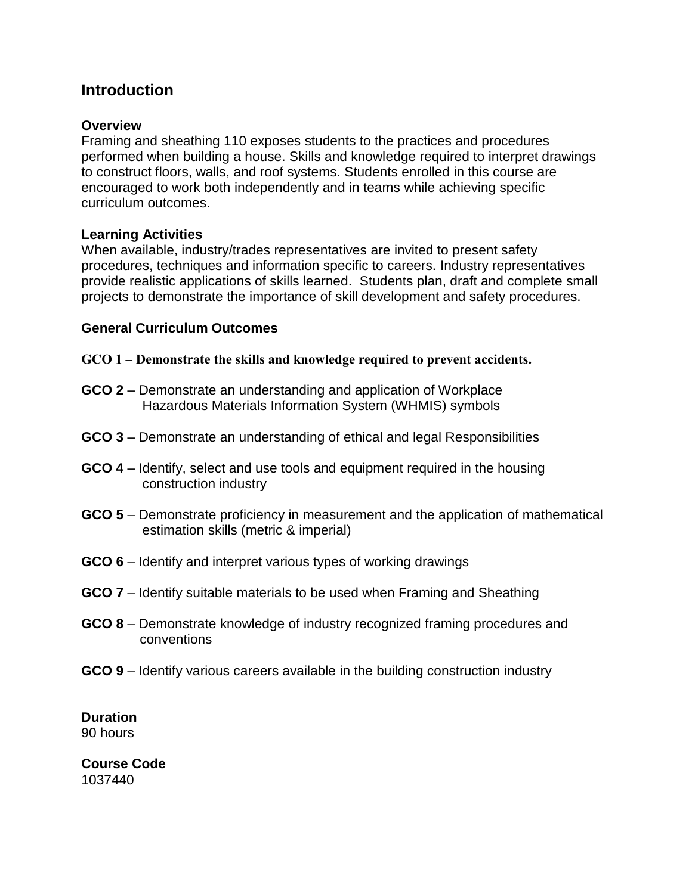## Introduction

### Overview

Framing and sheathing 110 exposes students to the practices and procedures performed when building a house. Skills and knowledge required to interpret drawings to construct floors, walls, and roof systems. Students enrolled in this course are encouraged to work both independently and in teams while achieving specific curriculum outcomes.

### Learning Activities

When available, industry/trades representatives are invited to present safety procedures, techniques and information specific to careers. Industry representatives provide realistic applications of skills learned. Students plan, draft and complete small projects to demonstrate the importance of skill development and safety procedures.

### General Curriculum Outcomes

**GCO 1 – Demonstrate the skills and knowledge required to prevent accidents.**

**GCO 2** – Demonstrate an understanding and application of Workplace Hazardous Materials Information System (WHMIS) symbols

**GCO 3** – Demonstrate an understanding of ethical and legal Responsibilities

**GCO 4** – Identify, select and use tools and equipment required in the housing construction industry

**GCO 5** – Demonstrate proficiency in measurement and the application of mathematical estimation skills (metric & imperial)

**GCO 6** – Identify and interpret various types of working drawings

**GCO 7** – Identify suitable materials to be used when Framing and Sheathing

**GCO 8** – Demonstrate knowledge of industry recognized framing procedures and conventions

**GCO 9** – Identify various careers available in the building construction industry

### Duration

90 hours

### Course Code

1037440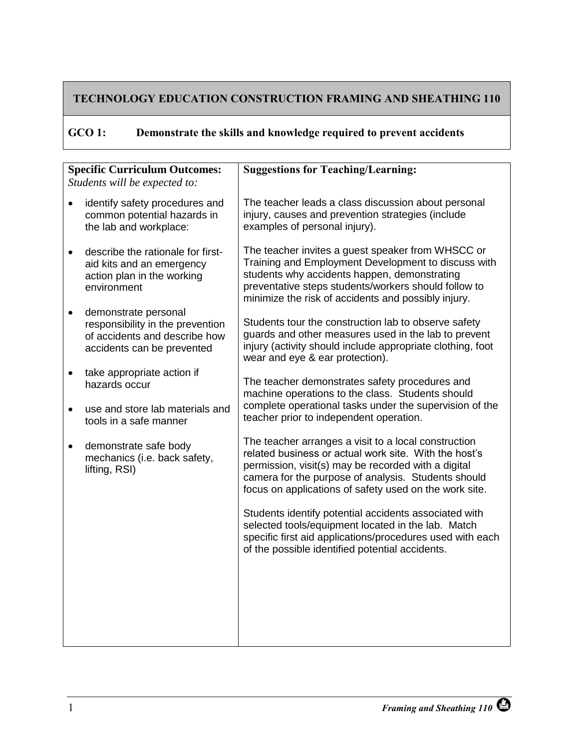# TECHNOLOGY EDUCATION CONSTRUCTION FRAMING AND SHEATHING 110

## GCO 1: Demonstrate the skills and knowledge required to prevent accidents

| **Specific Curriculum Outcomes:** *Students will be expected to:* | **Suggestions for Teaching/Learning:** |
|---|---|
| • identify safety procedures and common potential hazards in the lab and workplace:<br><br>• describe the rationale for first-aid kits and an emergency action plan in the working environment<br><br>• demonstrate personal responsibility in the prevention of accidents and describe how accidents can be prevented<br><br>• take appropriate action if hazards occur<br><br>• use and store lab materials and tools in a safe manner<br><br>• demonstrate safe body mechanics (i.e. back safety, lifting, RSI) | The teacher leads a class discussion about personal injury, causes and prevention strategies (include examples of personal injury).<br><br>The teacher invites a guest speaker from WHSCC or Training and Employment Development to discuss with students why accidents happen, demonstrating preventative steps students/workers should follow to minimize the risk of accidents and possibly injury.<br><br>Students tour the construction lab to observe safety guards and other measures used in the lab to prevent injury (activity should include appropriate clothing, foot wear and eye & ear protection).<br><br>The teacher demonstrates safety procedures and machine operations to the class. Students should complete operational tasks under the supervision of the teacher prior to independent operation.<br><br>The teacher arranges a visit to a local construction related business or actual work site. With the host's permission, visit(s) may be recorded with a digital camera for the purpose of analysis. Students should focus on applications of safety used on the work site.<br><br>Students identify potential accidents associated with selected tools/equipment located in the lab. Match specific first aid applications/procedures used with each of the possible identified potential accidents. |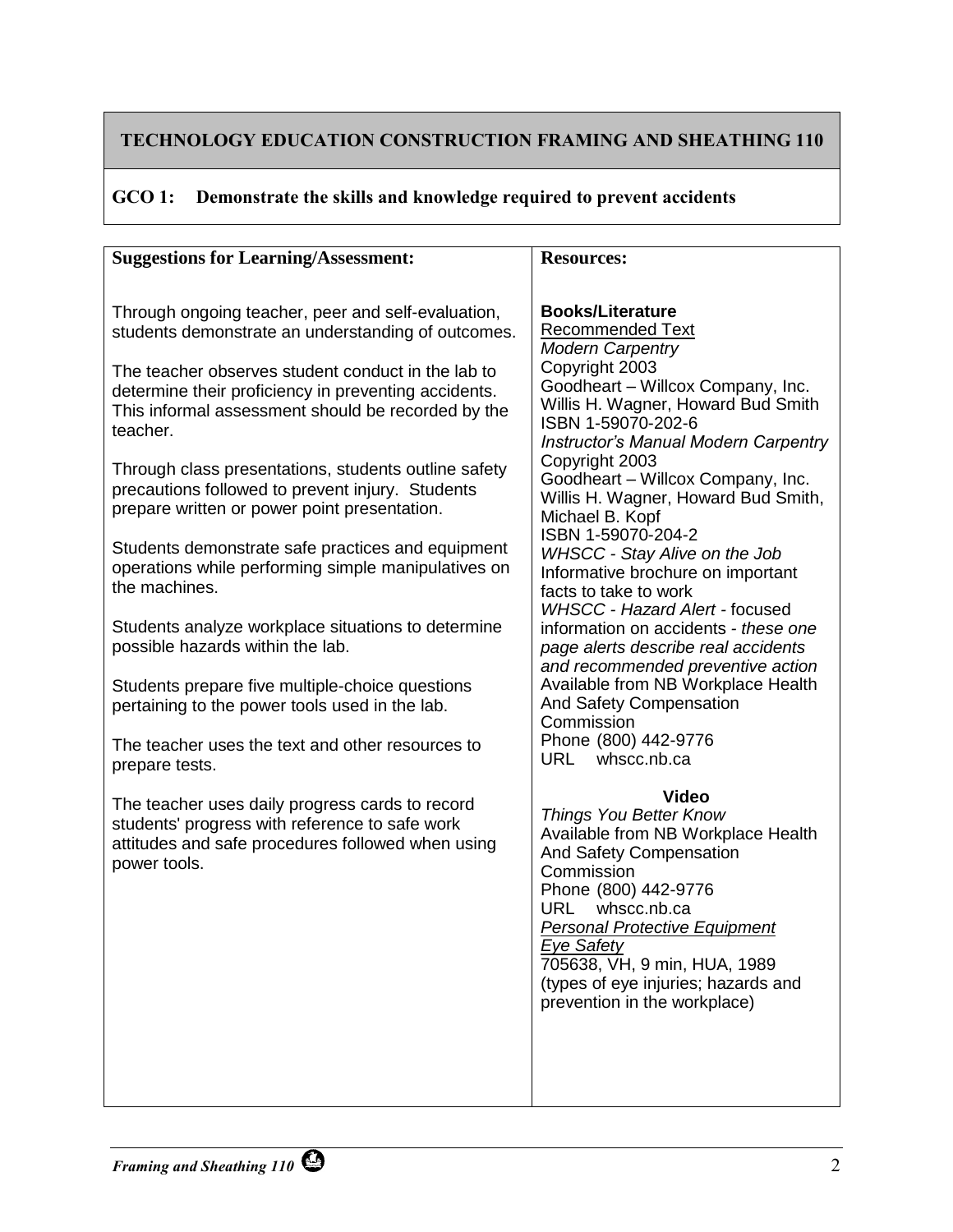## TECHNOLOGY EDUCATION CONSTRUCTION FRAMING AND SHEATHING 110

### GCO 1: Demonstrate the skills and knowledge required to prevent accidents

**Suggestions for Learning/Assessment:**

Through ongoing teacher, peer and self-evaluation, students demonstrate an understanding of outcomes.

The teacher observes student conduct in the lab to determine their proficiency in preventing accidents. This informal assessment should be recorded by the teacher.

Through class presentations, students outline safety precautions followed to prevent injury. Students prepare written or power point presentation.

Students demonstrate safe practices and equipment operations while performing simple manipulatives on the machines.

Students analyze workplace situations to determine possible hazards within the lab.

Students prepare five multiple-choice questions pertaining to the power tools used in the lab.

The teacher uses the text and other resources to prepare tests.

The teacher uses daily progress cards to record students' progress with reference to safe work attitudes and safe procedures followed when using power tools.

**Resources:**

**Books/Literature**

Recommended Text
*Modern Carpentry*
Copyright 2003
Goodheart – Willcox Company, Inc.
Willis H. Wagner, Howard Bud Smith
ISBN 1-59070-202-6
*Instructor's Manual Modern Carpentry*
Copyright 2003
Goodheart – Willcox Company, Inc.
Willis H. Wagner, Howard Bud Smith, Michael B. Kopf
ISBN 1-59070-204-2
*WHSCC - Stay Alive on the Job*
Informative brochure on important facts to take to work
*WHSCC - Hazard Alert* - focused information on accidents - *these one page alerts describe real accidents and recommended preventive action*
Available from NB Workplace Health And Safety Compensation Commission
Phone (800) 442-9776
URL whscc.nb.ca

**Video**

*Things You Better Know*
Available from NB Workplace Health And Safety Compensation Commission
Phone (800) 442-9776
URL whscc.nb.ca
*Personal Protective Equipment*
*Eye Safety*
705638, VH, 9 min, HUA, 1989
(types of eye injuries; hazards and prevention in the workplace)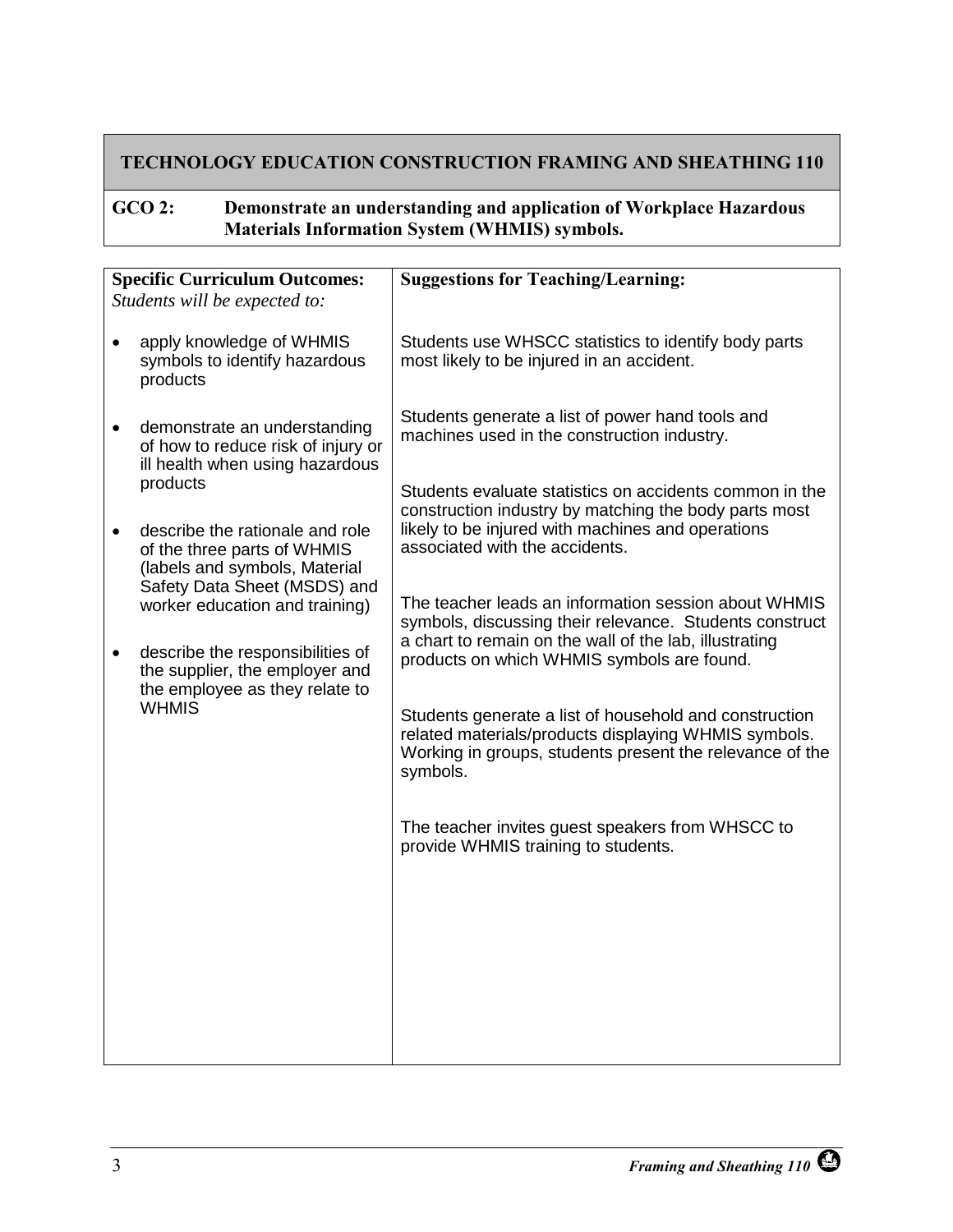## TECHNOLOGY EDUCATION CONSTRUCTION FRAMING AND SHEATHING 110

**GCO 2: Demonstrate an understanding and application of Workplace Hazardous Materials Information System (WHMIS) symbols.**

| **Specific Curriculum Outcomes:** *Students will be expected to:* | **Suggestions for Teaching/Learning:** |
|---|---|
| • apply knowledge of WHMIS symbols to identify hazardous products<br><br>• demonstrate an understanding of how to reduce risk of injury or ill health when using hazardous products<br><br>• describe the rationale and role of the three parts of WHMIS (labels and symbols, Material Safety Data Sheet (MSDS) and worker education and training)<br><br>• describe the responsibilities of the supplier, the employer and the employee as they relate to WHMIS | Students use WHSCC statistics to identify body parts most likely to be injured in an accident.<br><br>Students generate a list of power hand tools and machines used in the construction industry.<br><br>Students evaluate statistics on accidents common in the construction industry by matching the body parts most likely to be injured with machines and operations associated with the accidents.<br><br>The teacher leads an information session about WHMIS symbols, discussing their relevance. Students construct a chart to remain on the wall of the lab, illustrating products on which WHMIS symbols are found.<br><br>Students generate a list of household and construction related materials/products displaying WHMIS symbols. Working in groups, students present the relevance of the symbols.<br><br>The teacher invites guest speakers from WHSCC to provide WHMIS training to students. |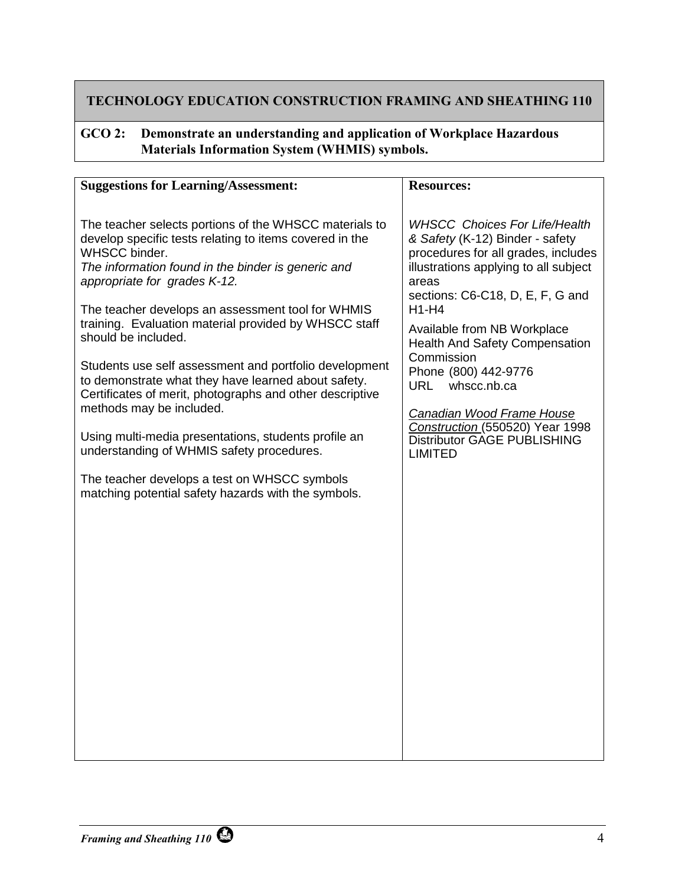# TECHNOLOGY EDUCATION CONSTRUCTION FRAMING AND SHEATHING 110

**GCO 2: Demonstrate an understanding and application of Workplace Hazardous Materials Information System (WHMIS) symbols.**

| **Suggestions for Learning/Assessment:** | **Resources:** |
| --- | --- |
| The teacher selects portions of the WHSCC materials to develop specific tests relating to items covered in the WHSCC binder.<br>*The information found in the binder is generic and appropriate for grades K-12.*<br><br>The teacher develops an assessment tool for WHMIS training. Evaluation material provided by WHSCC staff should be included.<br><br>Students use self assessment and portfolio development to demonstrate what they have learned about safety. Certificates of merit, photographs and other descriptive methods may be included.<br><br>Using multi-media presentations, students profile an understanding of WHMIS safety procedures.<br><br>The teacher develops a test on WHSCC symbols matching potential safety hazards with the symbols. | *WHSCC Choices For Life/Health & Safety* (K-12) Binder - safety procedures for all grades, includes illustrations applying to all subject areas<br>sections: C6-C18, D, E, F, G and H1-H4<br><br>Available from NB Workplace Health And Safety Compensation Commission<br>Phone (800) 442-9776<br>URL whscc.nb.ca<br><br>*Canadian Wood Frame House Construction* (550520) Year 1998 Distributor GAGE PUBLISHING LIMITED |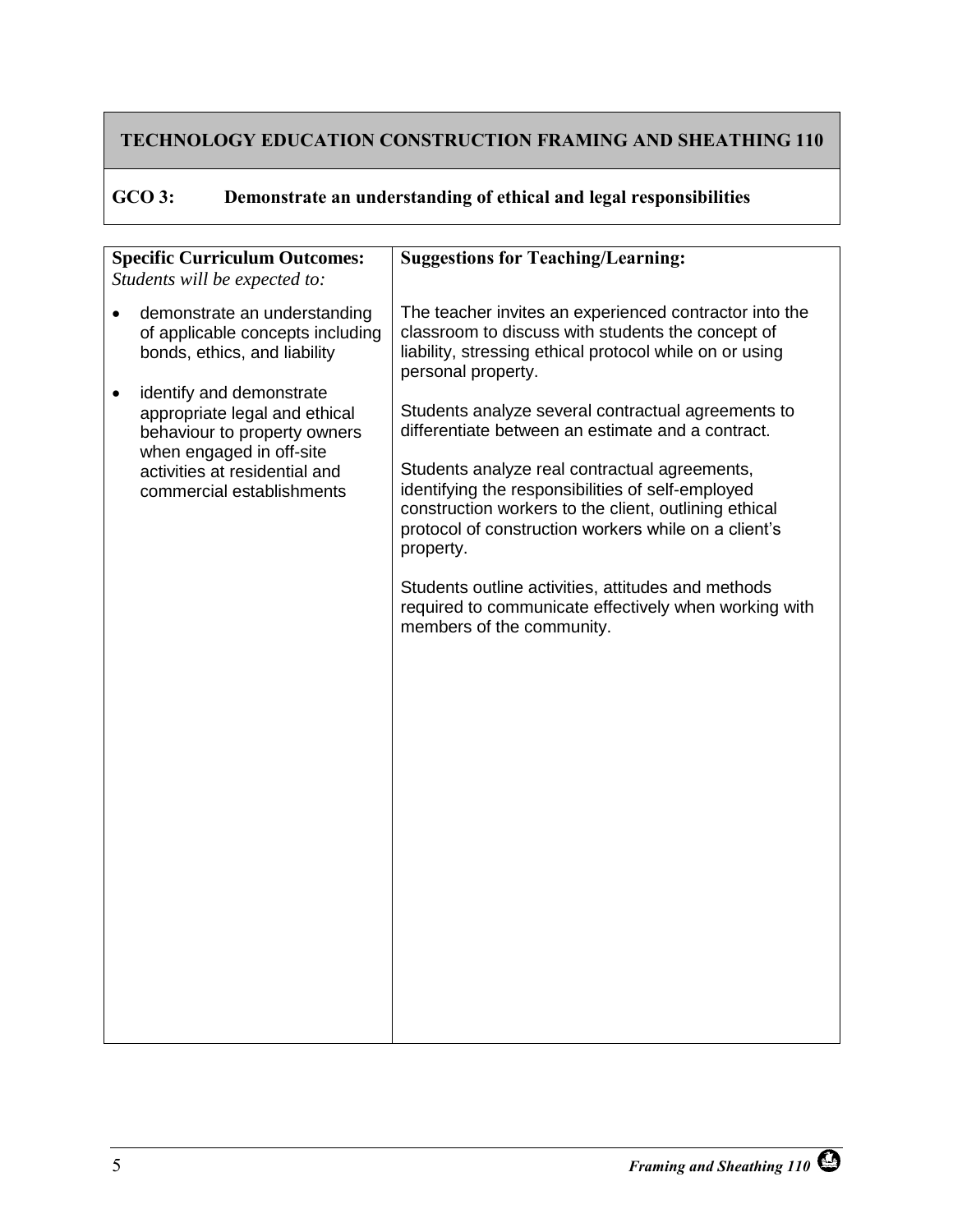## TECHNOLOGY EDUCATION CONSTRUCTION FRAMING AND SHEATHING 110

### GCO 3: Demonstrate an understanding of ethical and legal responsibilities

| **Specific Curriculum Outcomes:** *Students will be expected to:* | **Suggestions for Teaching/Learning:** |
|---|---|
| • demonstrate an understanding of applicable concepts including bonds, ethics, and liability<br><br>• identify and demonstrate appropriate legal and ethical behaviour to property owners when engaged in off-site activities at residential and commercial establishments | The teacher invites an experienced contractor into the classroom to discuss with students the concept of liability, stressing ethical protocol while on or using personal property.<br><br>Students analyze several contractual agreements to differentiate between an estimate and a contract.<br><br>Students analyze real contractual agreements, identifying the responsibilities of self-employed construction workers to the client, outlining ethical protocol of construction workers while on a client's property.<br><br>Students outline activities, attitudes and methods required to communicate effectively when working with members of the community. |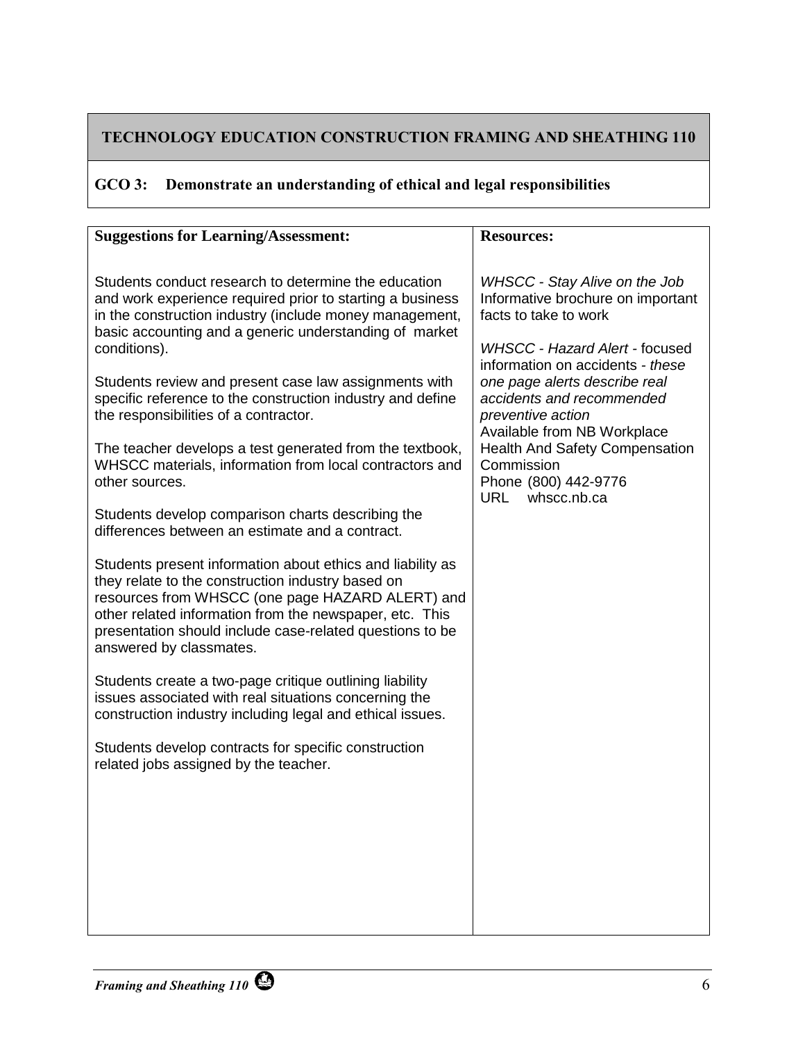## TECHNOLOGY EDUCATION CONSTRUCTION FRAMING AND SHEATHING 110

### GCO 3: Demonstrate an understanding of ethical and legal responsibilities

| Suggestions for Learning/Assessment: | Resources: |
|---|---|
| Students conduct research to determine the education and work experience required prior to starting a business in the construction industry (include money management, basic accounting and a generic understanding of market conditions).<br><br>Students review and present case law assignments with specific reference to the construction industry and define the responsibilities of a contractor.<br><br>The teacher develops a test generated from the textbook, WHSCC materials, information from local contractors and other sources.<br><br>Students develop comparison charts describing the differences between an estimate and a contract.<br><br>Students present information about ethics and liability as they relate to the construction industry based on resources from WHSCC (one page HAZARD ALERT) and other related information from the newspaper, etc. This presentation should include case-related questions to be answered by classmates.<br><br>Students create a two-page critique outlining liability issues associated with real situations concerning the construction industry including legal and ethical issues.<br><br>Students develop contracts for specific construction related jobs assigned by the teacher. | *WHSCC - Stay Alive on the Job* Informative brochure on important facts to take to work<br><br>*WHSCC - Hazard Alert* - focused information on accidents - *these one page alerts describe real accidents and recommended preventive action*<br>Available from NB Workplace Health And Safety Compensation Commission<br>Phone (800) 442-9776<br>URL whscc.nb.ca |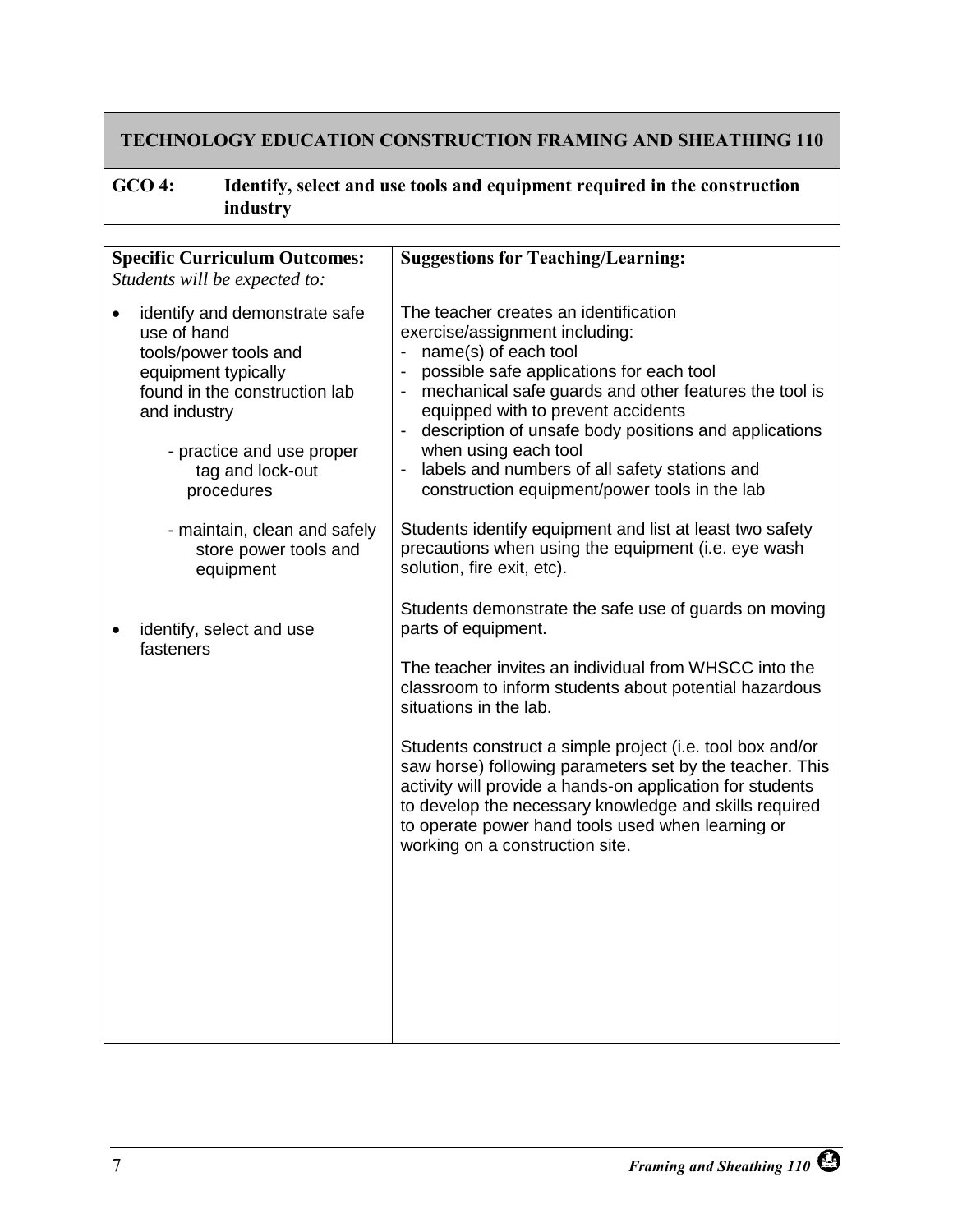## TECHNOLOGY EDUCATION CONSTRUCTION FRAMING AND SHEATHING 110

**GCO 4: Identify, select and use tools and equipment required in the construction industry**

| **Specific Curriculum Outcomes:** *Students will be expected to:* | **Suggestions for Teaching/Learning:** |
|---|---|
| • identify and demonstrate safe use of hand tools/power tools and equipment typically found in the construction lab and industry<br><br>- practice and use proper tag and lock-out procedures<br><br>- maintain, clean and safely store power tools and equipment<br><br>• identify, select and use fasteners | The teacher creates an identification exercise/assignment including:<br>- name(s) of each tool<br>- possible safe applications for each tool<br>- mechanical safe guards and other features the tool is equipped with to prevent accidents<br>- description of unsafe body positions and applications when using each tool<br>- labels and numbers of all safety stations and construction equipment/power tools in the lab<br><br>Students identify equipment and list at least two safety precautions when using the equipment (i.e. eye wash solution, fire exit, etc).<br><br>Students demonstrate the safe use of guards on moving parts of equipment.<br><br>The teacher invites an individual from WHSCC into the classroom to inform students about potential hazardous situations in the lab.<br><br>Students construct a simple project (i.e. tool box and/or saw horse) following parameters set by the teacher. This activity will provide a hands-on application for students to develop the necessary knowledge and skills required to operate power hand tools used when learning or working on a construction site. |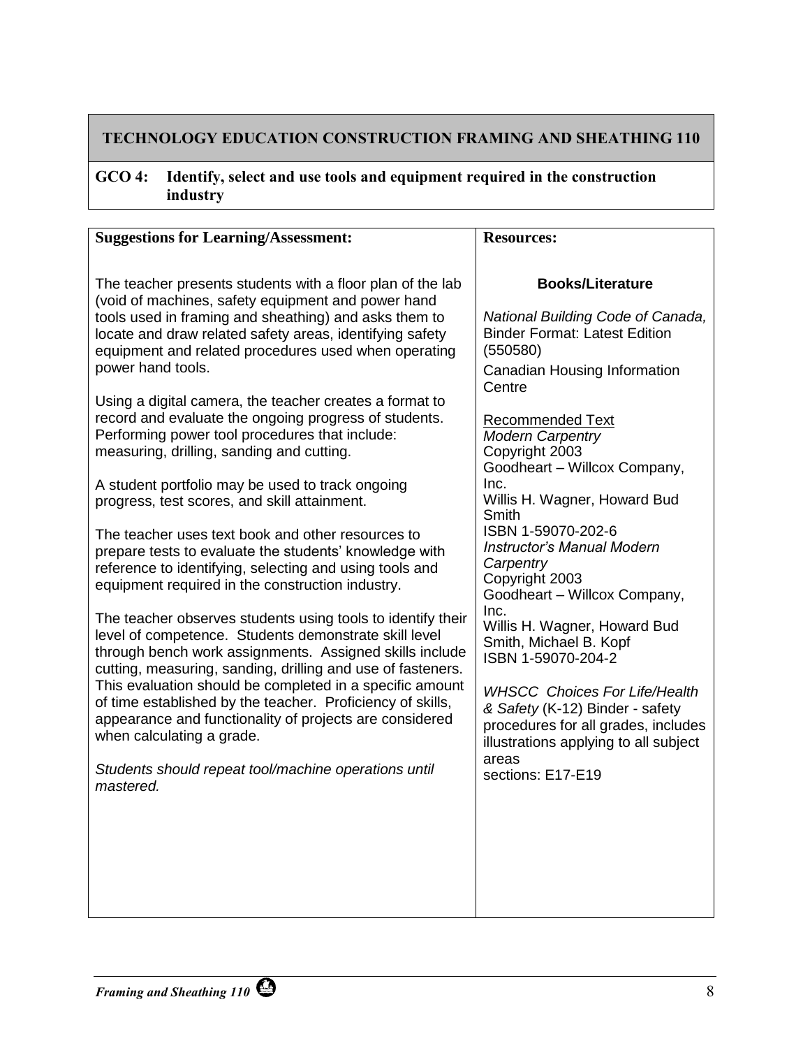# TECHNOLOGY EDUCATION CONSTRUCTION FRAMING AND SHEATHING 110

**GCO 4: Identify, select and use tools and equipment required in the construction industry**

## Suggestions for Learning/Assessment:

The teacher presents students with a floor plan of the lab (void of machines, safety equipment and power hand tools used in framing and sheathing) and asks them to locate and draw related safety areas, identifying safety equipment and related procedures used when operating power hand tools.

Using a digital camera, the teacher creates a format to record and evaluate the ongoing progress of students. Performing power tool procedures that include: measuring, drilling, sanding and cutting.

A student portfolio may be used to track ongoing progress, test scores, and skill attainment.

The teacher uses text book and other resources to prepare tests to evaluate the students' knowledge with reference to identifying, selecting and using tools and equipment required in the construction industry.

The teacher observes students using tools to identify their level of competence. Students demonstrate skill level through bench work assignments. Assigned skills include cutting, measuring, sanding, drilling and use of fasteners. This evaluation should be completed in a specific amount of time established by the teacher. Proficiency of skills, appearance and functionality of projects are considered when calculating a grade.

*Students should repeat tool/machine operations until mastered.*

## Resources:

**Books/Literature**

*National Building Code of Canada,* Binder Format: Latest Edition (550580)

Canadian Housing Information Centre

Recommended Text
*Modern Carpentry*
Copyright 2003
Goodheart – Willcox Company, Inc.
Willis H. Wagner, Howard Bud Smith
ISBN 1-59070-202-6
*Instructor's Manual Modern Carpentry*
Copyright 2003
Goodheart – Willcox Company, Inc.
Willis H. Wagner, Howard Bud Smith, Michael B. Kopf
ISBN 1-59070-204-2

*WHSCC Choices For Life/Health & Safety* (K-12) Binder - safety procedures for all grades, includes illustrations applying to all subject areas
sections: E17-E19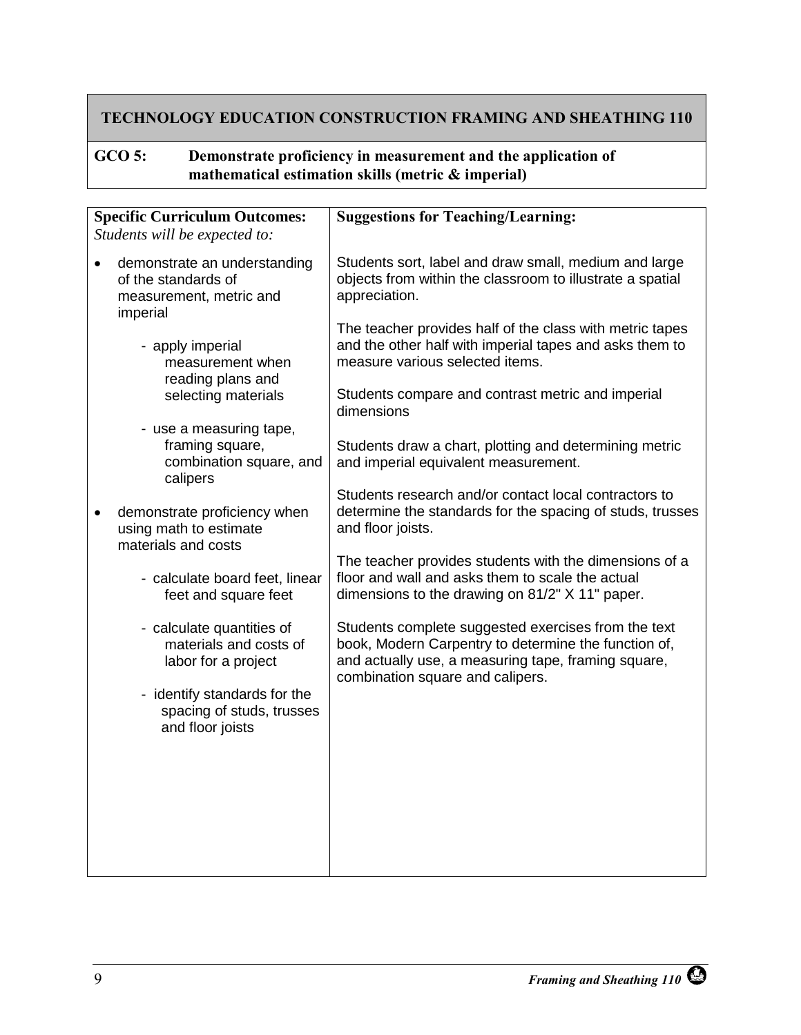## TECHNOLOGY EDUCATION CONSTRUCTION FRAMING AND SHEATHING 110

**GCO 5: Demonstrate proficiency in measurement and the application of mathematical estimation skills (metric & imperial)**

| **Specific Curriculum Outcomes:** *Students will be expected to:* | **Suggestions for Teaching/Learning:** |
|---|---|
| • demonstrate an understanding of the standards of measurement, metric and imperial<br>- apply imperial measurement when reading plans and selecting materials<br>- use a measuring tape, framing square, combination square, and calipers<br><br>• demonstrate proficiency when using math to estimate materials and costs<br>- calculate board feet, linear feet and square feet<br>- calculate quantities of materials and costs of labor for a project<br>- identify standards for the spacing of studs, trusses and floor joists | Students sort, label and draw small, medium and large objects from within the classroom to illustrate a spatial appreciation.<br><br>The teacher provides half of the class with metric tapes and the other half with imperial tapes and asks them to measure various selected items.<br><br>Students compare and contrast metric and imperial dimensions<br><br>Students draw a chart, plotting and determining metric and imperial equivalent measurement.<br><br>Students research and/or contact local contractors to determine the standards for the spacing of studs, trusses and floor joists.<br><br>The teacher provides students with the dimensions of a floor and wall and asks them to scale the actual dimensions to the drawing on 81/2" X 11" paper.<br><br>Students complete suggested exercises from the text book, Modern Carpentry to determine the function of, and actually use, a measuring tape, framing square, combination square and calipers. |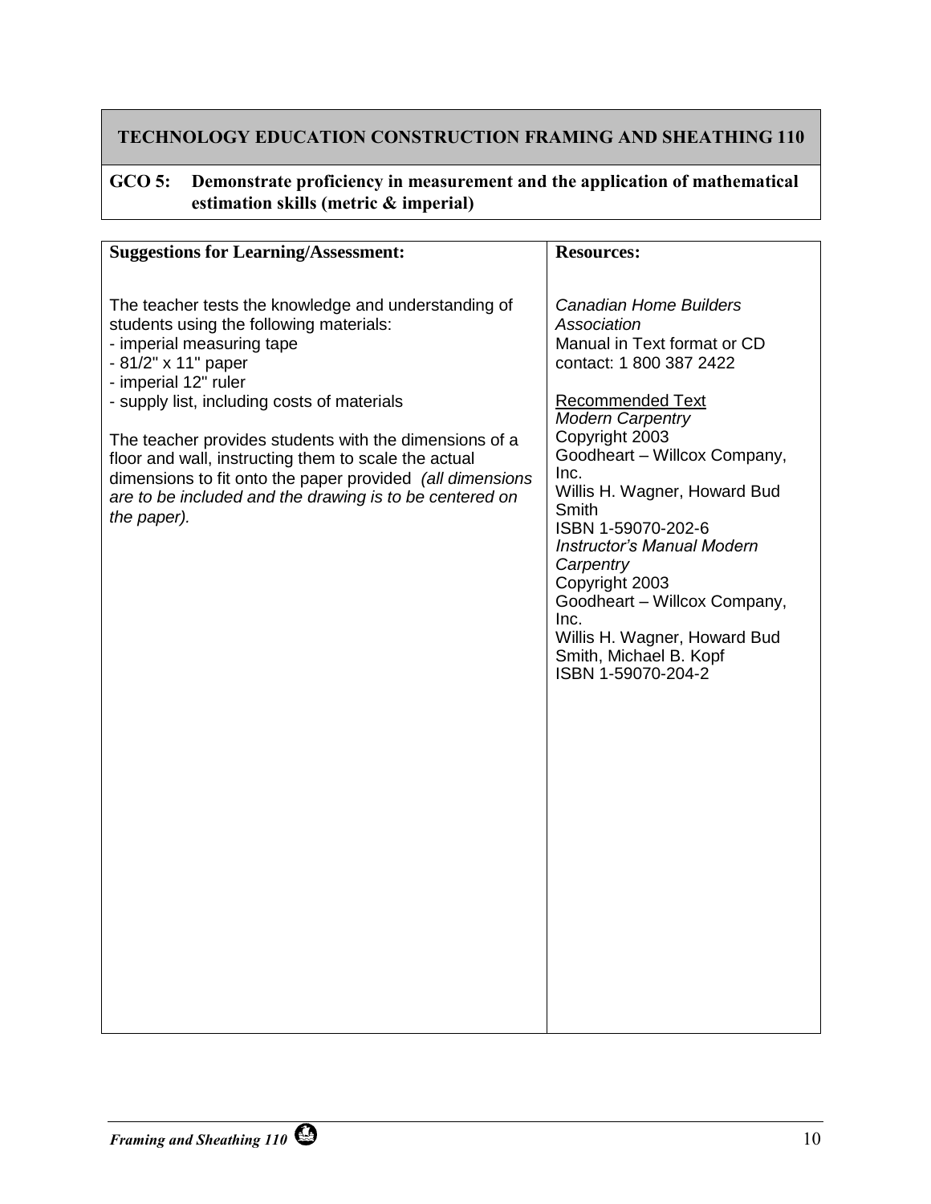# TECHNOLOGY EDUCATION CONSTRUCTION FRAMING AND SHEATHING 110

**GCO 5: Demonstrate proficiency in measurement and the application of mathematical estimation skills (metric & imperial)**

| **Suggestions for Learning/Assessment:** | **Resources:** |
|---|---|
| The teacher tests the knowledge and understanding of students using the following materials:<br>- imperial measuring tape<br>- 81/2" x 11" paper<br>- imperial 12" ruler<br>- supply list, including costs of materials<br><br>The teacher provides students with the dimensions of a floor and wall, instructing them to scale the actual dimensions to fit onto the paper provided *(all dimensions are to be included and the drawing is to be centered on the paper).* | *Canadian Home Builders Association*<br>Manual in Text format or CD<br>contact: 1 800 387 2422<br><br>Recommended Text<br>*Modern Carpentry*<br>Copyright 2003<br>Goodheart – Willcox Company, Inc.<br>Willis H. Wagner, Howard Bud Smith<br>ISBN 1-59070-202-6<br>*Instructor's Manual Modern Carpentry*<br>Copyright 2003<br>Goodheart – Willcox Company, Inc.<br>Willis H. Wagner, Howard Bud Smith, Michael B. Kopf<br>ISBN 1-59070-204-2 |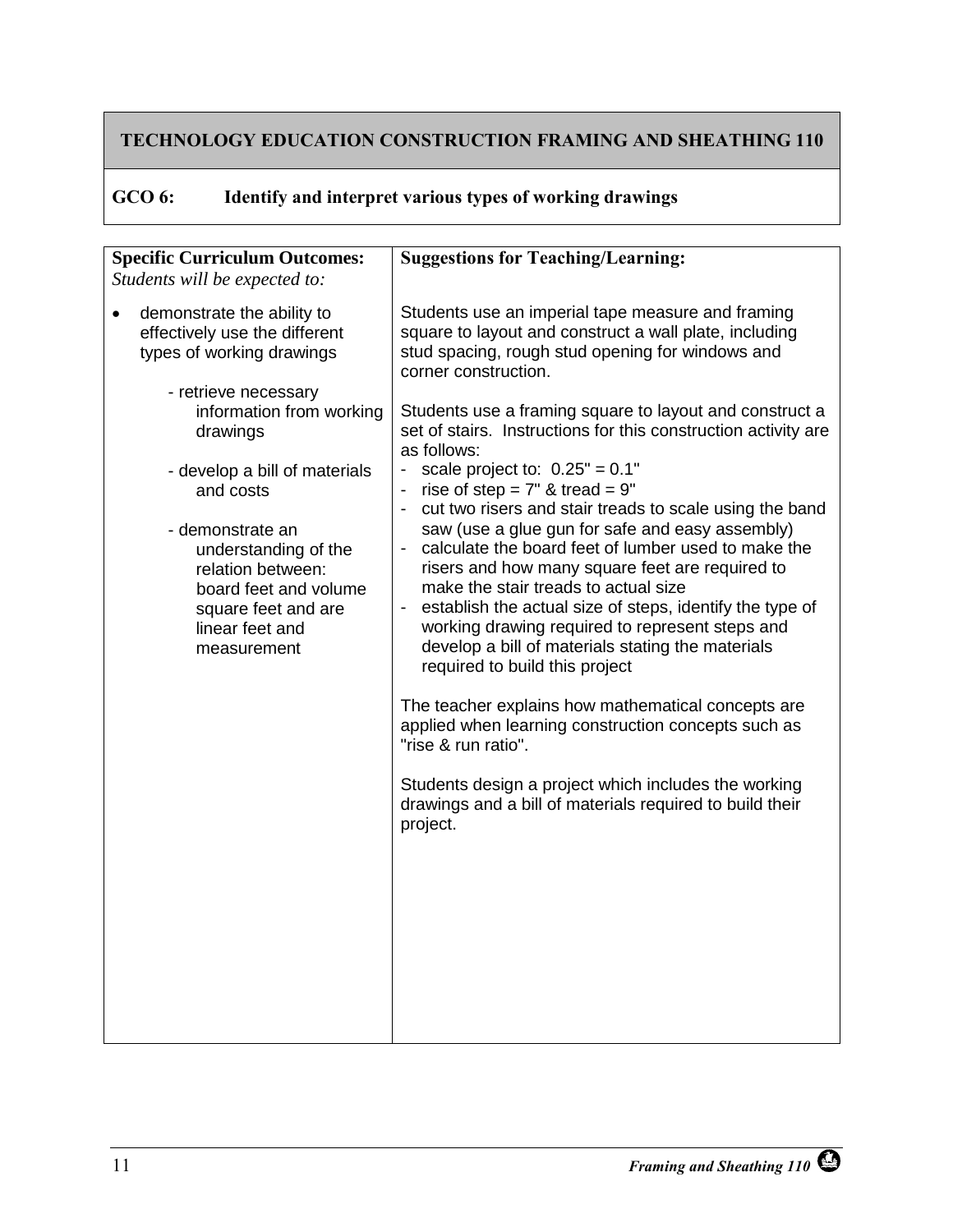# TECHNOLOGY EDUCATION CONSTRUCTION FRAMING AND SHEATHING 110

## GCO 6: Identify and interpret various types of working drawings

| **Specific Curriculum Outcomes:** *Students will be expected to:* | **Suggestions for Teaching/Learning:** |
|---|---|
| • demonstrate the ability to effectively use the different types of working drawings<br><br>- retrieve necessary information from working drawings<br><br>- develop a bill of materials and costs<br><br>- demonstrate an understanding of the relation between: board feet and volume square feet and are linear feet and measurement | Students use an imperial tape measure and framing square to layout and construct a wall plate, including stud spacing, rough stud opening for windows and corner construction.<br><br>Students use a framing square to layout and construct a set of stairs. Instructions for this construction activity are as follows:<br>- scale project to: 0.25" = 0.1"<br>- rise of step = 7" & tread = 9"<br>- cut two risers and stair treads to scale using the band saw (use a glue gun for safe and easy assembly)<br>- calculate the board feet of lumber used to make the risers and how many square feet are required to make the stair treads to actual size<br>- establish the actual size of steps, identify the type of working drawing required to represent steps and develop a bill of materials stating the materials required to build this project<br><br>The teacher explains how mathematical concepts are applied when learning construction concepts such as "rise & run ratio".<br><br>Students design a project which includes the working drawings and a bill of materials required to build their project. |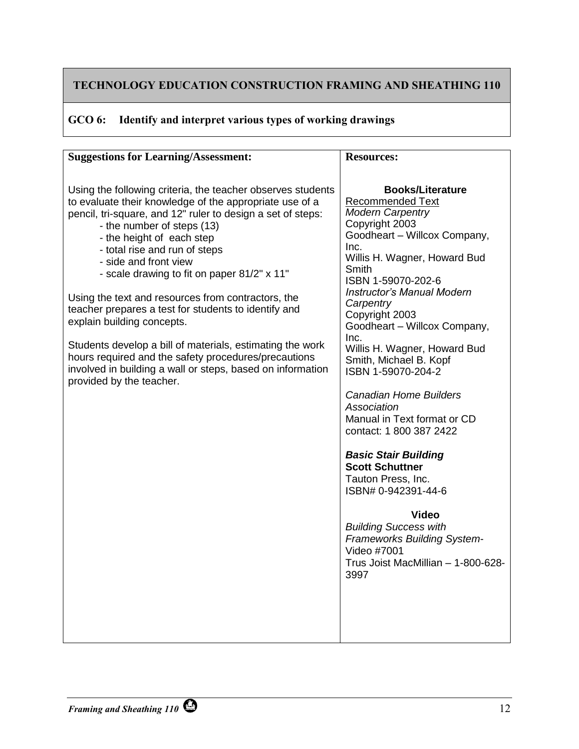# TECHNOLOGY EDUCATION CONSTRUCTION FRAMING AND SHEATHING 110

## GCO 6: Identify and interpret various types of working drawings

| Suggestions for Learning/Assessment: | Resources: |
| --- | --- |
| Using the following criteria, the teacher observes students to evaluate their knowledge of the appropriate use of a pencil, tri-square, and 12" ruler to design a set of steps:<br>- the number of steps (13)<br>- the height of each step<br>- total rise and run of steps<br>- side and front view<br>- scale drawing to fit on paper 81/2" x 11"<br><br>Using the text and resources from contractors, the teacher prepares a test for students to identify and explain building concepts.<br><br>Students develop a bill of materials, estimating the work hours required and the safety procedures/precautions involved in building a wall or steps, based on information provided by the teacher. | **Books/Literature**<br>Recommended Text<br>*Modern Carpentry*<br>Copyright 2003<br>Goodheart – Willcox Company, Inc.<br>Willis H. Wagner, Howard Bud Smith<br>ISBN 1-59070-202-6<br>*Instructor's Manual Modern Carpentry*<br>Copyright 2003<br>Goodheart – Willcox Company, Inc.<br>Willis H. Wagner, Howard Bud Smith, Michael B. Kopf<br>ISBN 1-59070-204-2<br><br>*Canadian Home Builders Association*<br>Manual in Text format or CD<br>contact: 1 800 387 2422<br><br>***Basic Stair Building***<br>**Scott Schuttner**<br>Tauton Press, Inc.<br>ISBN# 0-942391-44-6<br><br>**Video**<br>*Building Success with Frameworks Building System-*<br>Video #7001<br>Trus Joist MacMillian – 1-800-628-3997 |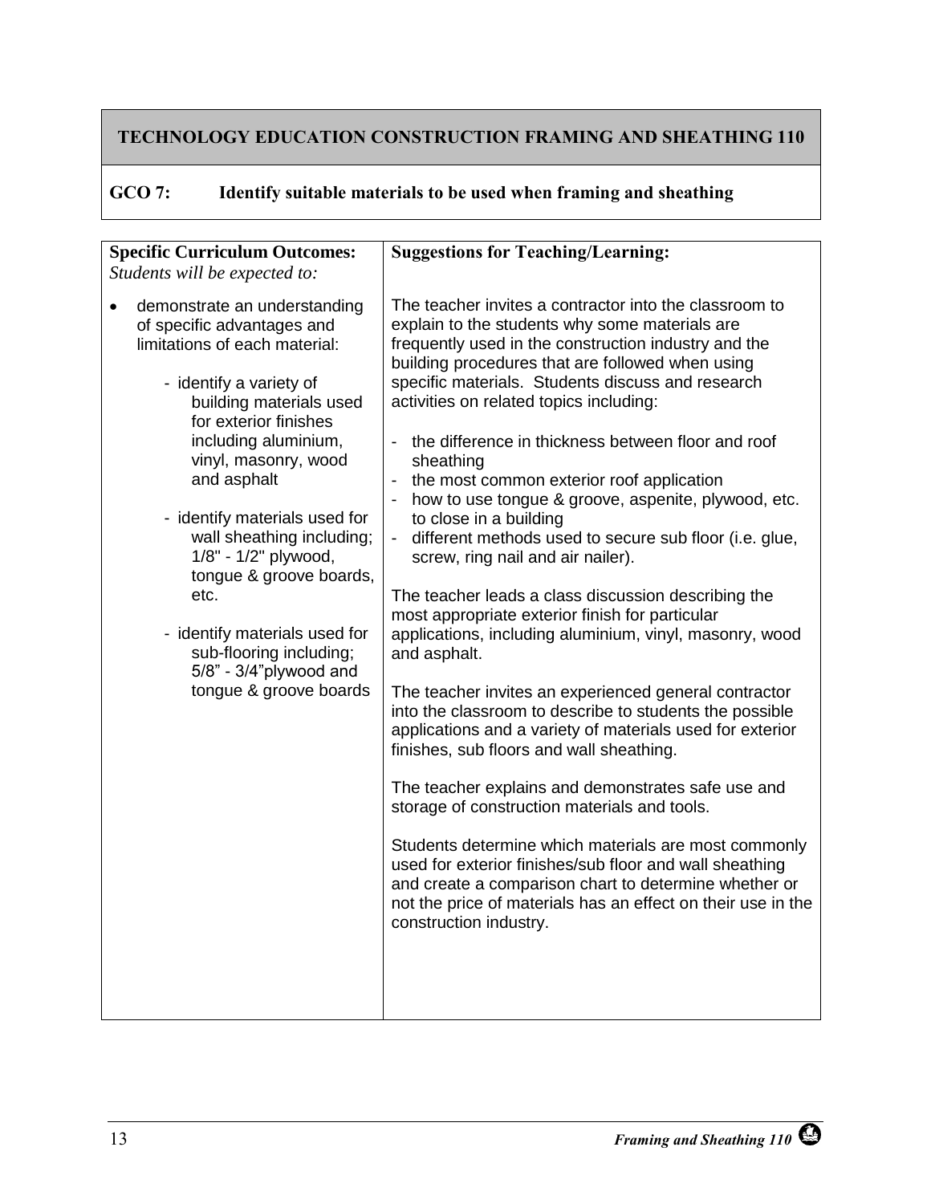**TECHNOLOGY EDUCATION CONSTRUCTION FRAMING AND SHEATHING 110**

**GCO 7: Identify suitable materials to be used when framing and sheathing**

| **Specific Curriculum Outcomes:** *Students will be expected to:* | **Suggestions for Teaching/Learning:** |
|---|---|
| • demonstrate an understanding of specific advantages and limitations of each material:<br><br>- identify a variety of building materials used for exterior finishes including aluminium, vinyl, masonry, wood and asphalt<br><br>- identify materials used for wall sheathing including; 1/8" - 1/2" plywood, tongue & groove boards, etc.<br><br>- identify materials used for sub-flooring including; 5/8" - 3/4" plywood and tongue & groove boards | The teacher invites a contractor into the classroom to explain to the students why some materials are frequently used in the construction industry and the building procedures that are followed when using specific materials. Students discuss and research activities on related topics including:<br><br>- the difference in thickness between floor and roof sheathing<br>- the most common exterior roof application<br>- how to use tongue & groove, aspenite, plywood, etc. to close in a building<br>- different methods used to secure sub floor (i.e. glue, screw, ring nail and air nailer).<br><br>The teacher leads a class discussion describing the most appropriate exterior finish for particular applications, including aluminium, vinyl, masonry, wood and asphalt.<br><br>The teacher invites an experienced general contractor into the classroom to describe to students the possible applications and a variety of materials used for exterior finishes, sub floors and wall sheathing.<br><br>The teacher explains and demonstrates safe use and storage of construction materials and tools.<br><br>Students determine which materials are most commonly used for exterior finishes/sub floor and wall sheathing and create a comparison chart to determine whether or not the price of materials has an effect on their use in the construction industry. |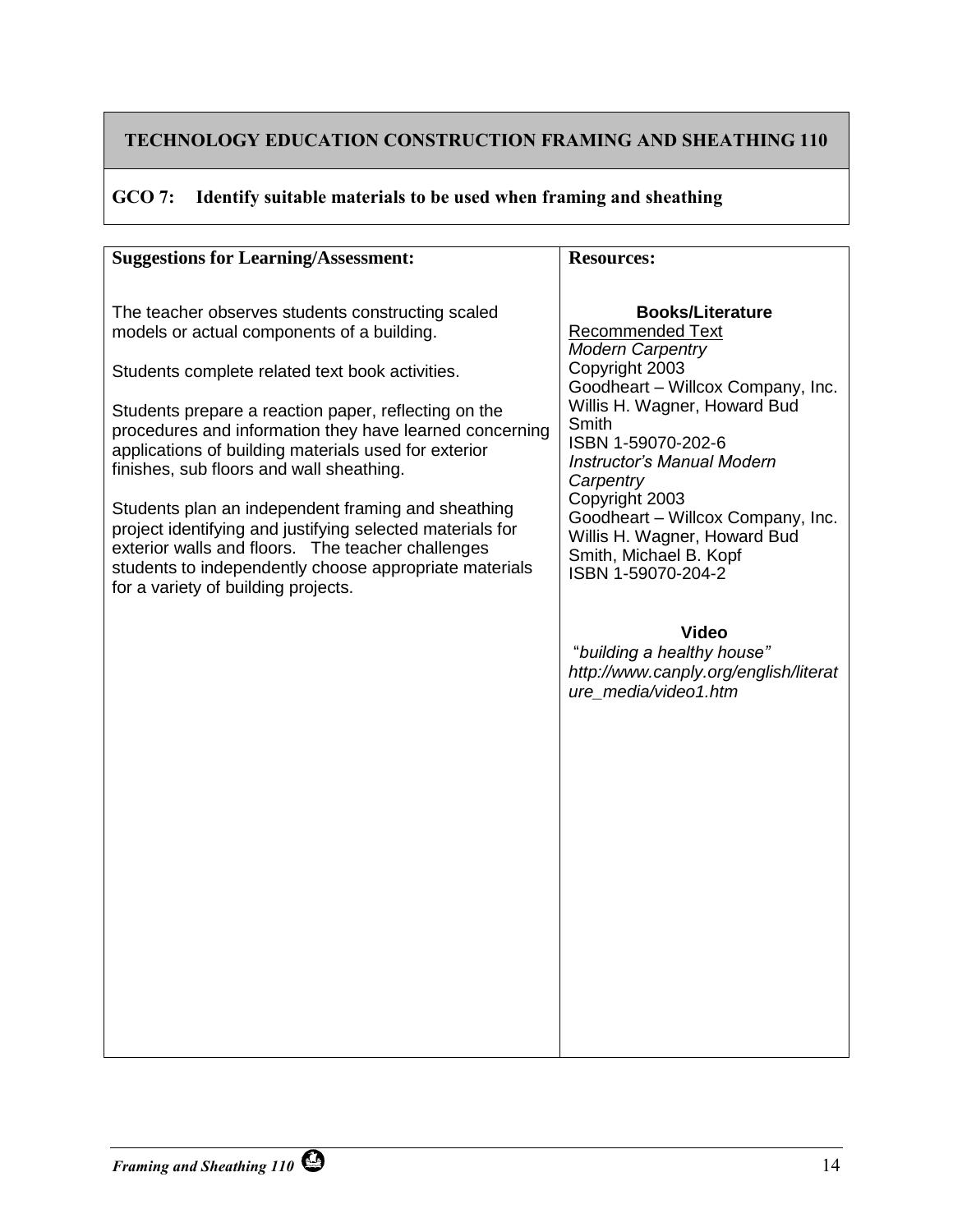# TECHNOLOGY EDUCATION CONSTRUCTION FRAMING AND SHEATHING 110

## GCO 7: Identify suitable materials to be used when framing and sheathing

| Suggestions for Learning/Assessment: | Resources: |
|---|---|
| The teacher observes students constructing scaled models or actual components of a building.<br><br>Students complete related text book activities.<br><br>Students prepare a reaction paper, reflecting on the procedures and information they have learned concerning applications of building materials used for exterior finishes, sub floors and wall sheathing.<br><br>Students plan an independent framing and sheathing project identifying and justifying selected materials for exterior walls and floors. The teacher challenges students to independently choose appropriate materials for a variety of building projects. | **Books/Literature**<br>Recommended Text<br>*Modern Carpentry*<br>Copyright 2003<br>Goodheart – Willcox Company, Inc.<br>Willis H. Wagner, Howard Bud Smith<br>ISBN 1-59070-202-6<br>*Instructor's Manual Modern Carpentry*<br>Copyright 2003<br>Goodheart – Willcox Company, Inc.<br>Willis H. Wagner, Howard Bud Smith, Michael B. Kopf<br>ISBN 1-59070-204-2<br><br>**Video**<br>"*building a healthy house"*<br>*http://www.canply.org/english/literature_media/video1.htm* |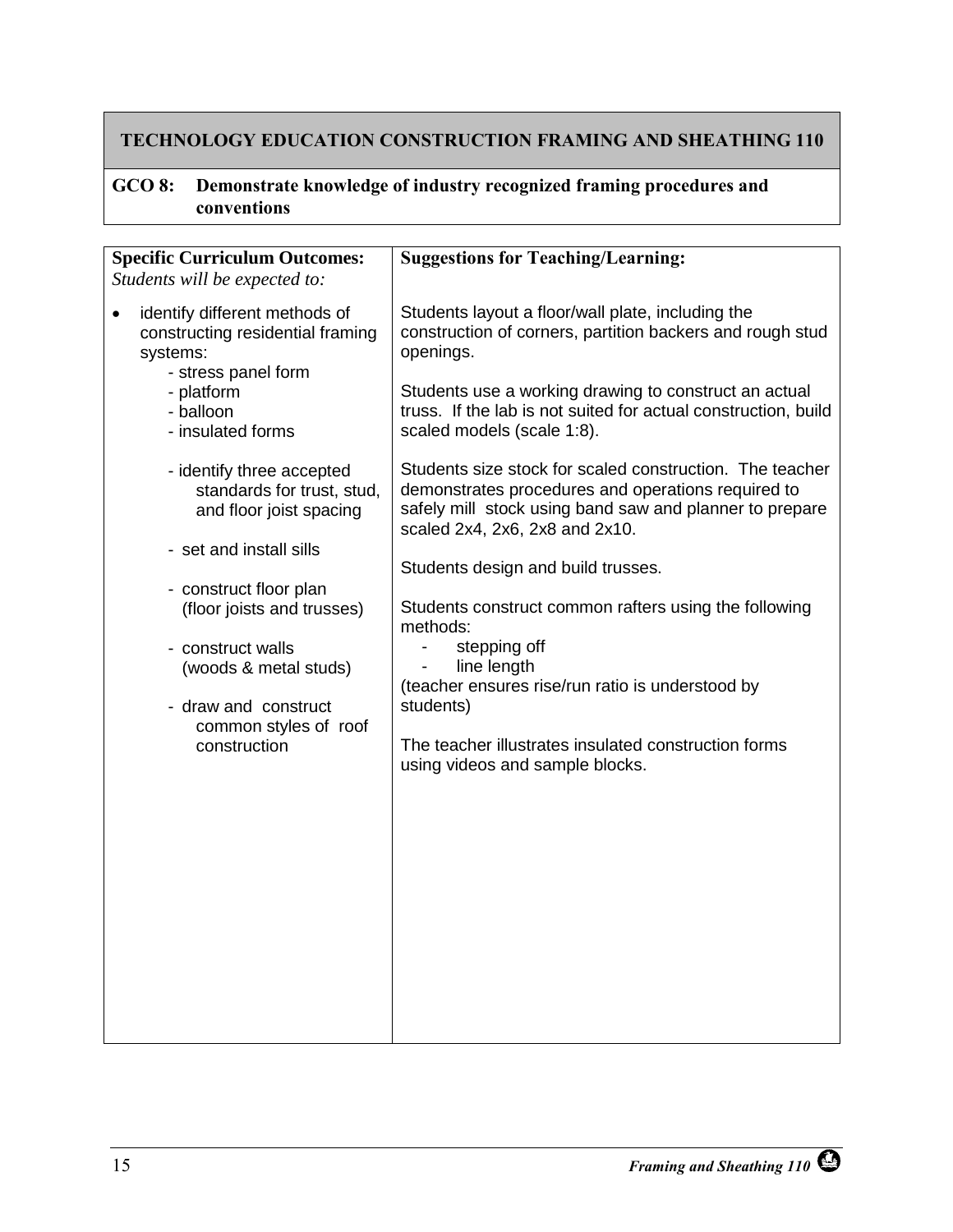## TECHNOLOGY EDUCATION CONSTRUCTION FRAMING AND SHEATHING 110

**GCO 8: Demonstrate knowledge of industry recognized framing procedures and conventions**

| **Specific Curriculum Outcomes:** *Students will be expected to:* | **Suggestions for Teaching/Learning:** |
| --- | --- |
| • identify different methods of constructing residential framing systems:<br>- stress panel form<br>- platform<br>- balloon<br>- insulated forms<br><br>- identify three accepted standards for trust, stud, and floor joist spacing<br><br>- set and install sills<br><br>- construct floor plan (floor joists and trusses)<br><br>- construct walls (woods & metal studs)<br><br>- draw and construct common styles of roof construction | Students layout a floor/wall plate, including the construction of corners, partition backers and rough stud openings.<br><br>Students use a working drawing to construct an actual truss. If the lab is not suited for actual construction, build scaled models (scale 1:8).<br><br>Students size stock for scaled construction. The teacher demonstrates procedures and operations required to safely mill stock using band saw and planner to prepare scaled 2x4, 2x6, 2x8 and 2x10.<br><br>Students design and build trusses.<br><br>Students construct common rafters using the following methods:<br>- stepping off<br>- line length<br>(teacher ensures rise/run ratio is understood by students)<br><br>The teacher illustrates insulated construction forms using videos and sample blocks. |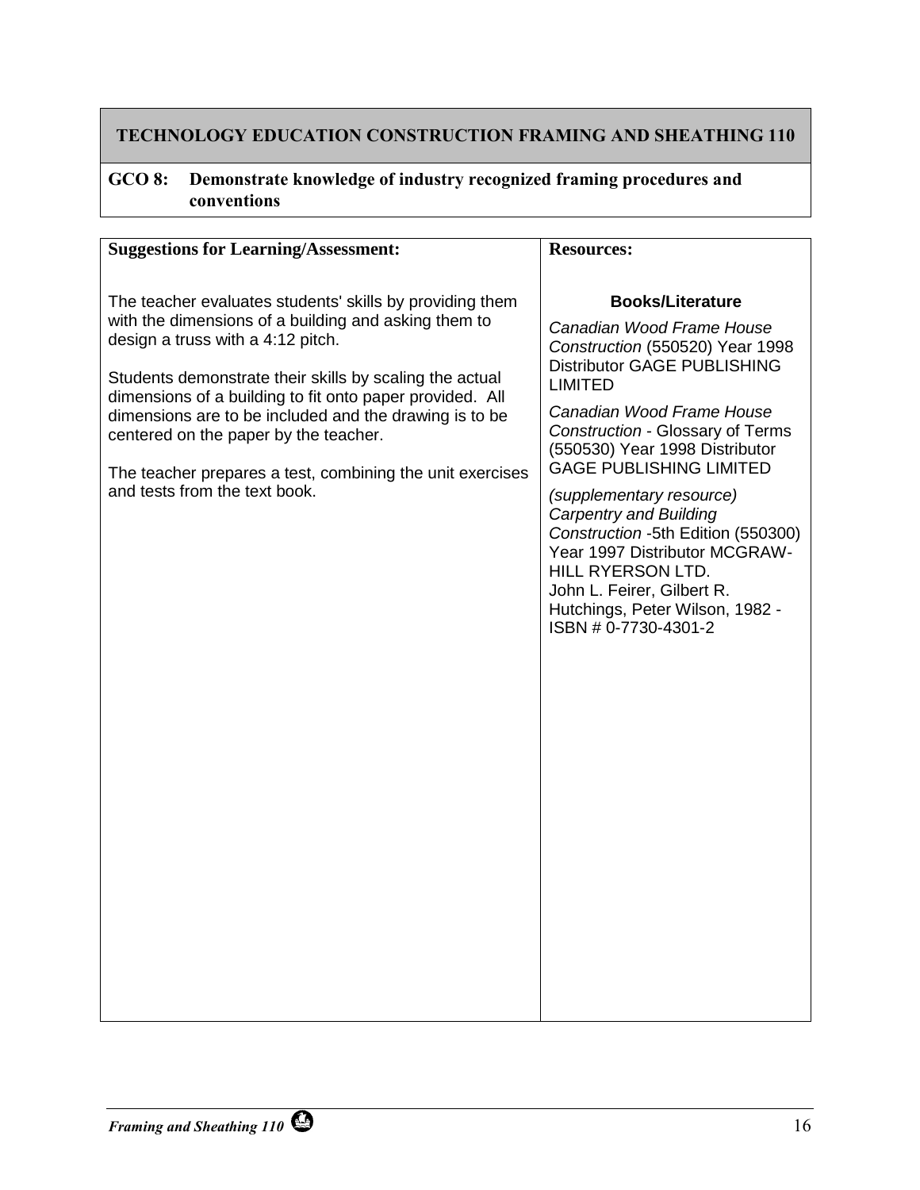# TECHNOLOGY EDUCATION CONSTRUCTION FRAMING AND SHEATHING 110

## GCO 8: Demonstrate knowledge of industry recognized framing procedures and conventions

| Suggestions for Learning/Assessment: | Resources: |
|---|---|
| The teacher evaluates students' skills by providing them with the dimensions of a building and asking them to design a truss with a 4:12 pitch.<br><br>Students demonstrate their skills by scaling the actual dimensions of a building to fit onto paper provided. All dimensions are to be included and the drawing is to be centered on the paper by the teacher.<br><br>The teacher prepares a test, combining the unit exercises and tests from the text book. | **Books/Literature**<br><br>*Canadian Wood Frame House Construction* (550520) Year 1998 Distributor GAGE PUBLISHING LIMITED<br><br>*Canadian Wood Frame House Construction* - Glossary of Terms (550530) Year 1998 Distributor GAGE PUBLISHING LIMITED<br><br>*(supplementary resource) Carpentry and Building Construction* -5th Edition (550300) Year 1997 Distributor MCGRAW-HILL RYERSON LTD.<br>John L. Feirer, Gilbert R. Hutchings, Peter Wilson, 1982 - ISBN # 0-7730-4301-2 |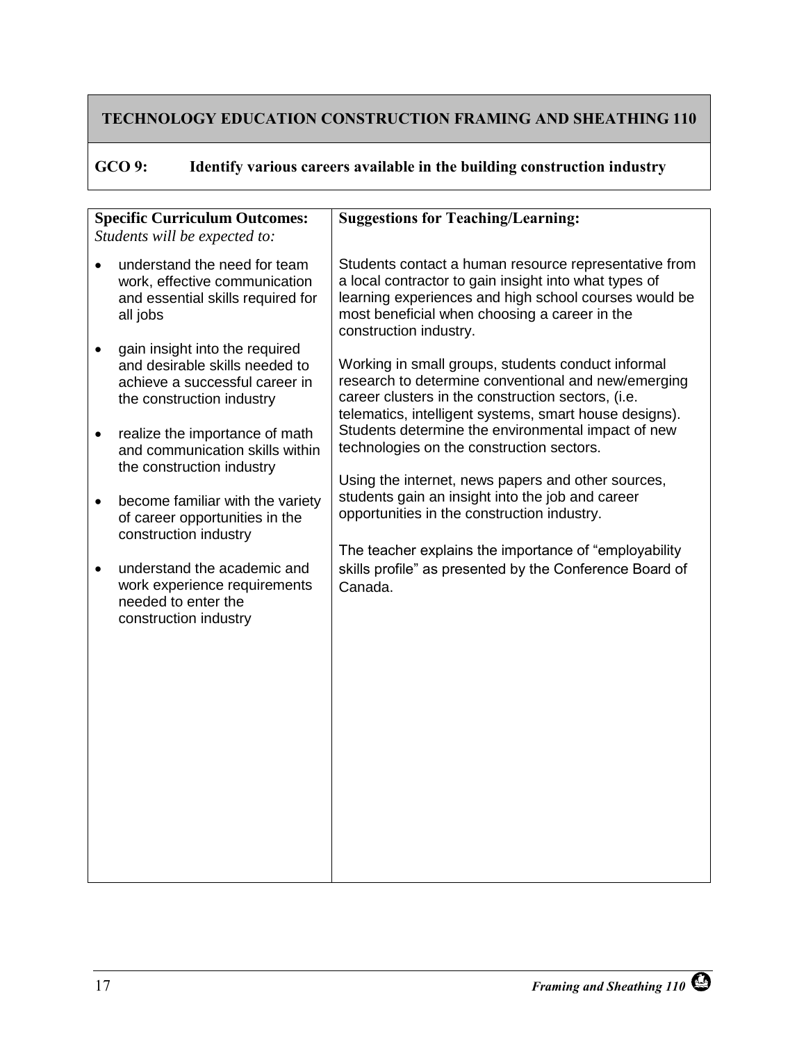# TECHNOLOGY EDUCATION CONSTRUCTION FRAMING AND SHEATHING 110

## GCO 9: Identify various careers available in the building construction industry

| **Specific Curriculum Outcomes:** *Students will be expected to:* | **Suggestions for Teaching/Learning:** |
|---|---|
| • understand the need for team work, effective communication and essential skills required for all jobs<br><br>• gain insight into the required and desirable skills needed to achieve a successful career in the construction industry<br><br>• realize the importance of math and communication skills within the construction industry<br><br>• become familiar with the variety of career opportunities in the construction industry<br><br>• understand the academic and work experience requirements needed to enter the construction industry | Students contact a human resource representative from a local contractor to gain insight into what types of learning experiences and high school courses would be most beneficial when choosing a career in the construction industry.<br><br>Working in small groups, students conduct informal research to determine conventional and new/emerging career clusters in the construction sectors, (i.e. telematics, intelligent systems, smart house designs). Students determine the environmental impact of new technologies on the construction sectors.<br><br>Using the internet, news papers and other sources, students gain an insight into the job and career opportunities in the construction industry.<br><br>The teacher explains the importance of "employability skills profile" as presented by the Conference Board of Canada. |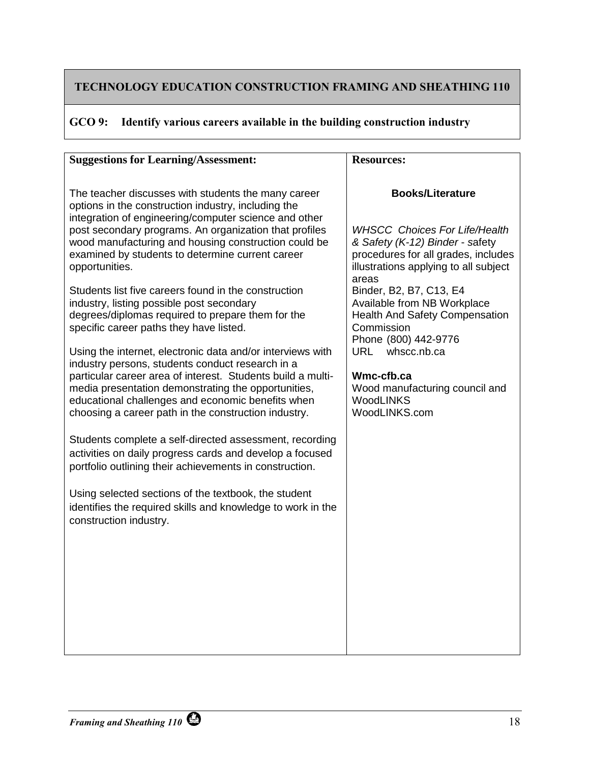## TECHNOLOGY EDUCATION CONSTRUCTION FRAMING AND SHEATHING 110

### GCO 9: Identify various careers available in the building construction industry

| Suggestions for Learning/Assessment: | Resources: |
| --- | --- |
| The teacher discusses with students the many career options in the construction industry, including the integration of engineering/computer science and other post secondary programs. An organization that profiles wood manufacturing and housing construction could be examined by students to determine current career opportunities.<br><br>Students list five careers found in the construction industry, listing possible post secondary degrees/diplomas required to prepare them for the specific career paths they have listed.<br><br>Using the internet, electronic data and/or interviews with industry persons, students conduct research in a particular career area of interest. Students build a multi-media presentation demonstrating the opportunities, educational challenges and economic benefits when choosing a career path in the construction industry.<br><br>Students complete a self-directed assessment, recording activities on daily progress cards and develop a focused portfolio outlining their achievements in construction.<br><br>Using selected sections of the textbook, the student identifies the required skills and knowledge to work in the construction industry. | **Books/Literature**<br><br>*WHSCC Choices For Life/Health & Safety (K-12) Binder - s*afety procedures for all grades, includes illustrations applying to all subject areas<br>Binder, B2, B7, C13, E4<br>Available from NB Workplace Health And Safety Compensation Commission<br>Phone (800) 442-9776<br>URL whscc.nb.ca<br><br>**Wmc-cfb.ca**<br>Wood manufacturing council and WoodLINKS<br>WoodLINKS.com |